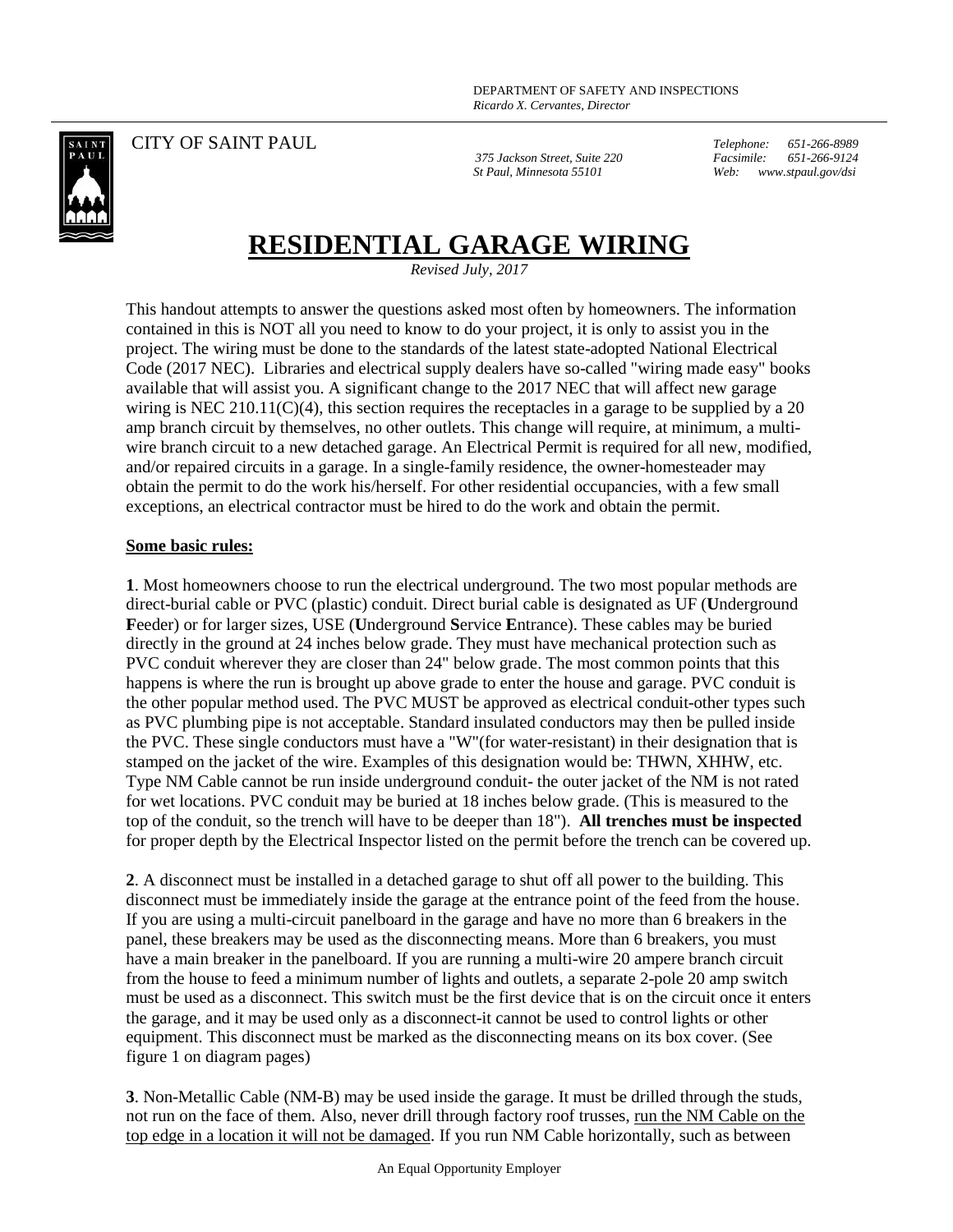DEPARTMENT OF SAFETY AND INSPECTIONS
*Ricardo X. Cervantes, Director*

CITY OF SAINT PAUL

*375 Jackson Street, Suite 220*
*St Paul, Minnesota 55101*

*Telephone: 651-266-8989*
*Facsimile: 651-266-9124*
*Web: www.stpaul.gov/dsi*

# RESIDENTIAL GARAGE WIRING

*Revised July, 2017*

This handout attempts to answer the questions asked most often by homeowners. The information contained in this is NOT all you need to know to do your project, it is only to assist you in the project. The wiring must be done to the standards of the latest state-adopted National Electrical Code (2017 NEC). Libraries and electrical supply dealers have so-called "wiring made easy" books available that will assist you. A significant change to the 2017 NEC that will affect new garage wiring is NEC 210.11(C)(4), this section requires the receptacles in a garage to be supplied by a 20 amp branch circuit by themselves, no other outlets. This change will require, at minimum, a multi-wire branch circuit to a new detached garage. An Electrical Permit is required for all new, modified, and/or repaired circuits in a garage. In a single-family residence, the owner-homesteader may obtain the permit to do the work his/herself. For other residential occupancies, with a few small exceptions, an electrical contractor must be hired to do the work and obtain the permit.

**Some basic rules:**

**1**. Most homeowners choose to run the electrical underground. The two most popular methods are direct-burial cable or PVC (plastic) conduit. Direct burial cable is designated as UF (**U**nderground **F**eeder) or for larger sizes, USE (**U**nderground **S**ervice **E**ntrance). These cables may be buried directly in the ground at 24 inches below grade. They must have mechanical protection such as PVC conduit wherever they are closer than 24" below grade. The most common points that this happens is where the run is brought up above grade to enter the house and garage. PVC conduit is the other popular method used. The PVC MUST be approved as electrical conduit-other types such as PVC plumbing pipe is not acceptable. Standard insulated conductors may then be pulled inside the PVC. These single conductors must have a "W"(for water-resistant) in their designation that is stamped on the jacket of the wire. Examples of this designation would be: THWN, XHHW, etc. Type NM Cable cannot be run inside underground conduit- the outer jacket of the NM is not rated for wet locations. PVC conduit may be buried at 18 inches below grade. (This is measured to the top of the conduit, so the trench will have to be deeper than 18"). **All trenches must be inspected** for proper depth by the Electrical Inspector listed on the permit before the trench can be covered up.

**2**. A disconnect must be installed in a detached garage to shut off all power to the building. This disconnect must be immediately inside the garage at the entrance point of the feed from the house. If you are using a multi-circuit panelboard in the garage and have no more than 6 breakers in the panel, these breakers may be used as the disconnecting means. More than 6 breakers, you must have a main breaker in the panelboard. If you are running a multi-wire 20 ampere branch circuit from the house to feed a minimum number of lights and outlets, a separate 2-pole 20 amp switch must be used as a disconnect. This switch must be the first device that is on the circuit once it enters the garage, and it may be used only as a disconnect-it cannot be used to control lights or other equipment. This disconnect must be marked as the disconnecting means on its box cover. (See figure 1 on diagram pages)

**3**. Non-Metallic Cable (NM-B) may be used inside the garage. It must be drilled through the studs, not run on the face of them. Also, never drill through factory roof trusses, <u>run the NM Cable on the top edge in a location it will not be damaged</u>. If you run NM Cable horizontally, such as between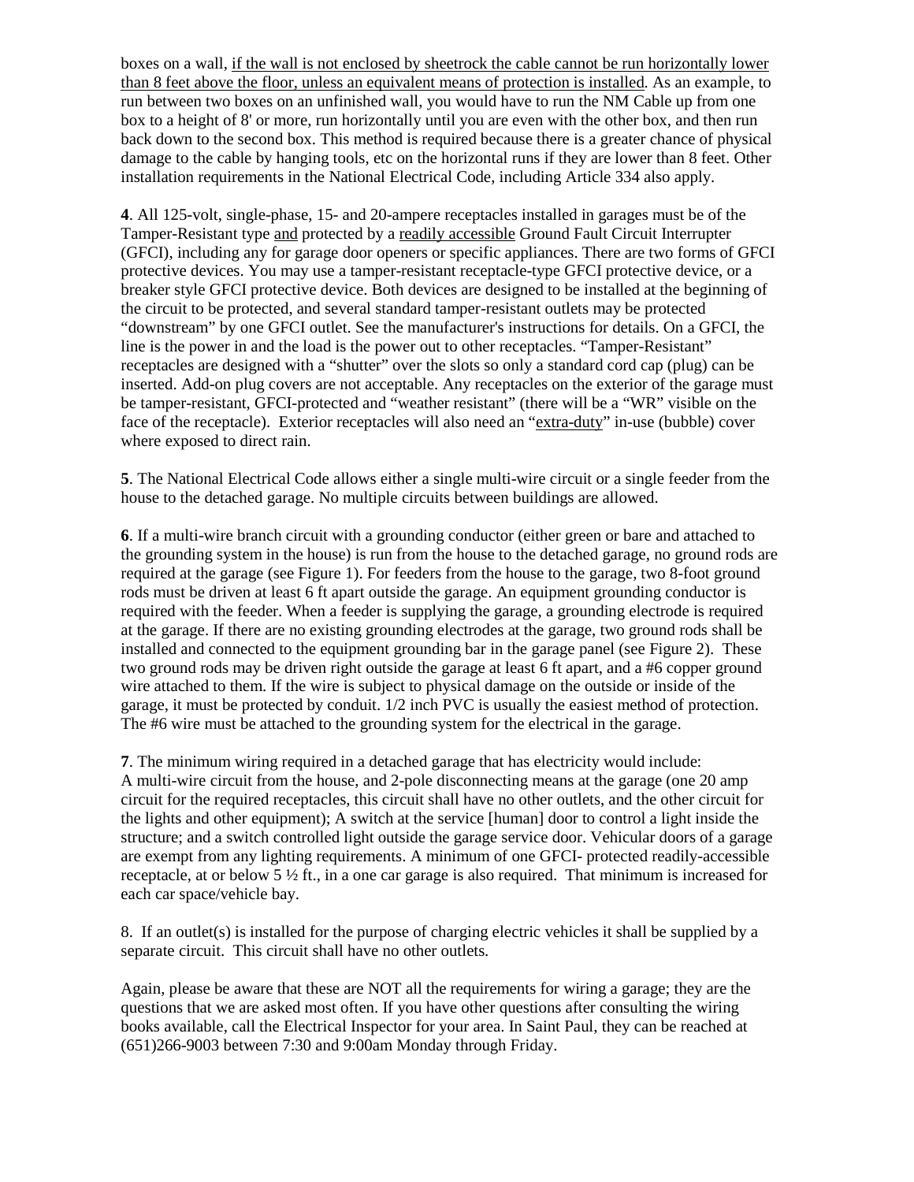boxes on a wall, <u>if the wall is not enclosed by sheetrock the cable cannot be run horizontally lower than 8 feet above the floor, unless an equivalent means of protection is installed</u>. As an example, to run between two boxes on an unfinished wall, you would have to run the NM Cable up from one box to a height of 8' or more, run horizontally until you are even with the other box, and then run back down to the second box. This method is required because there is a greater chance of physical damage to the cable by hanging tools, etc on the horizontal runs if they are lower than 8 feet. Other installation requirements in the National Electrical Code, including Article 334 also apply.

**4**. All 125-volt, single-phase, 15- and 20-ampere receptacles installed in garages must be of the Tamper-Resistant type <u>and</u> protected by a <u>readily accessible</u> Ground Fault Circuit Interrupter (GFCI), including any for garage door openers or specific appliances. There are two forms of GFCI protective devices. You may use a tamper-resistant receptacle-type GFCI protective device, or a breaker style GFCI protective device. Both devices are designed to be installed at the beginning of the circuit to be protected, and several standard tamper-resistant outlets may be protected "downstream" by one GFCI outlet. See the manufacturer's instructions for details. On a GFCI, the line is the power in and the load is the power out to other receptacles. "Tamper-Resistant" receptacles are designed with a "shutter" over the slots so only a standard cord cap (plug) can be inserted. Add-on plug covers are not acceptable. Any receptacles on the exterior of the garage must be tamper-resistant, GFCI-protected and "weather resistant" (there will be a "WR" visible on the face of the receptacle). Exterior receptacles will also need an "<u>extra-duty</u>" in-use (bubble) cover where exposed to direct rain.

**5**. The National Electrical Code allows either a single multi-wire circuit or a single feeder from the house to the detached garage. No multiple circuits between buildings are allowed.

**6**. If a multi-wire branch circuit with a grounding conductor (either green or bare and attached to the grounding system in the house) is run from the house to the detached garage, no ground rods are required at the garage (see Figure 1). For feeders from the house to the garage, two 8-foot ground rods must be driven at least 6 ft apart outside the garage. An equipment grounding conductor is required with the feeder. When a feeder is supplying the garage, a grounding electrode is required at the garage. If there are no existing grounding electrodes at the garage, two ground rods shall be installed and connected to the equipment grounding bar in the garage panel (see Figure 2). These two ground rods may be driven right outside the garage at least 6 ft apart, and a #6 copper ground wire attached to them. If the wire is subject to physical damage on the outside or inside of the garage, it must be protected by conduit. 1/2 inch PVC is usually the easiest method of protection. The #6 wire must be attached to the grounding system for the electrical in the garage.

**7**. The minimum wiring required in a detached garage that has electricity would include:
A multi-wire circuit from the house, and 2-pole disconnecting means at the garage (one 20 amp circuit for the required receptacles, this circuit shall have no other outlets, and the other circuit for the lights and other equipment); A switch at the service [human] door to control a light inside the structure; and a switch controlled light outside the garage service door. Vehicular doors of a garage are exempt from any lighting requirements. A minimum of one GFCI- protected readily-accessible receptacle, at or below 5 ½ ft., in a one car garage is also required. That minimum is increased for each car space/vehicle bay.

8. If an outlet(s) is installed for the purpose of charging electric vehicles it shall be supplied by a separate circuit. This circuit shall have no other outlets.

Again, please be aware that these are NOT all the requirements for wiring a garage; they are the questions that we are asked most often. If you have other questions after consulting the wiring books available, call the Electrical Inspector for your area. In Saint Paul, they can be reached at (651)266-9003 between 7:30 and 9:00am Monday through Friday.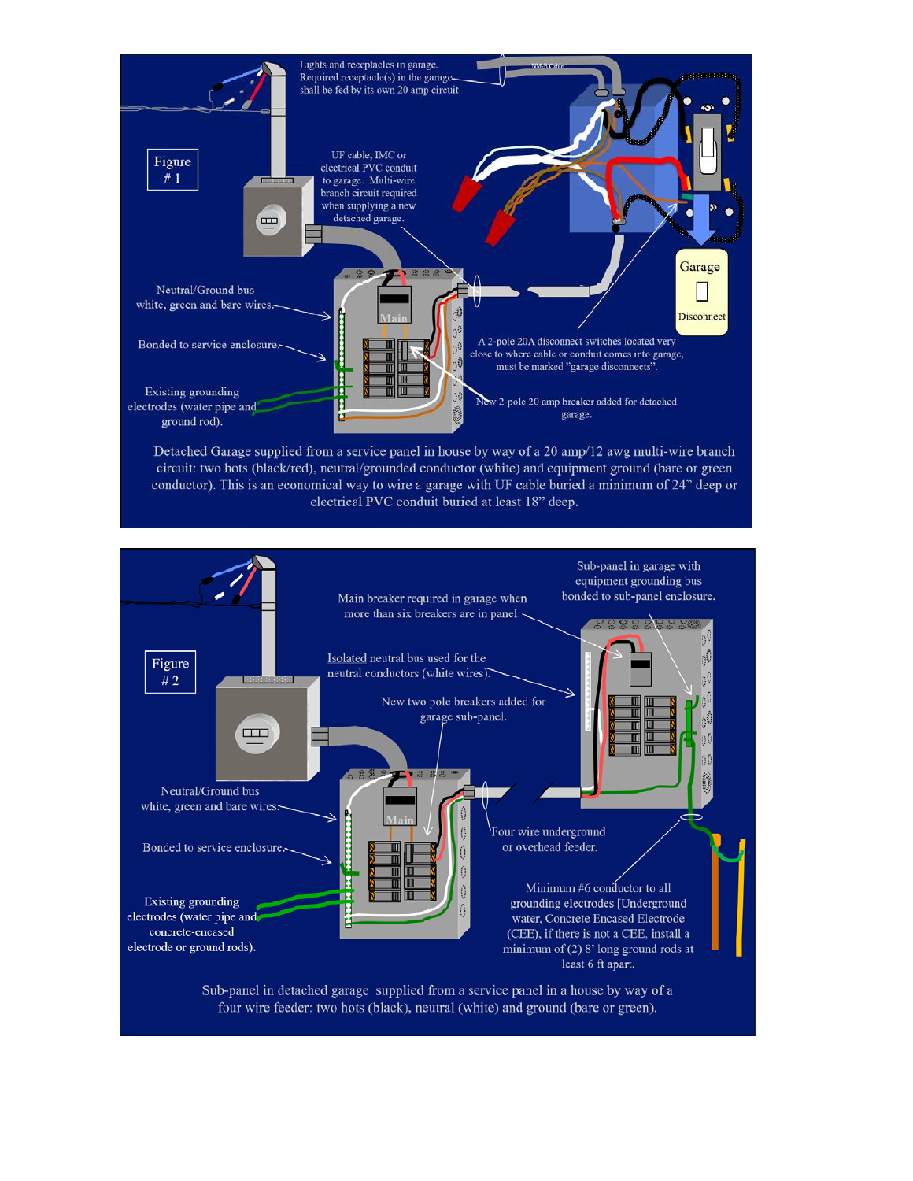Figure # 1

Lights and receptacles in garage. Required receptacle(s) in the garage shall be fed by its own 20 amp circuit.

NM-B Cable

UF cable, IMC or electrical PVC conduit to garage. Multi-wire branch circuit required when supplying a new detached garage.

Garage Disconnect

Neutral/Ground bus white, green and bare wires.

Bonded to service enclosure.

Existing grounding electrodes (water pipe and ground rod).

A 2-pole 20A disconnect switches located very close to where cable or conduit comes into garage, must be marked "garage disconnects".

New 2-pole 20 amp breaker added for detached garage.

Detached Garage supplied from a service panel in house by way of a 20 amp/12 awg multi-wire branch circuit: two hots (black/red), neutral/grounded conductor (white) and equipment ground (bare or green conductor). This is an economical way to wire a garage with UF cable buried a minimum of 24" deep or electrical PVC conduit buried at least 18" deep.

Figure # 2

Sub-panel in garage with equipment grounding bus bonded to sub-panel enclosure.

Main breaker required in garage when more than six breakers are in panel.

Isolated neutral bus used for the neutral conductors (white wires).

New two pole breakers added for garage sub-panel.

Neutral/Ground bus white, green and bare wires.

Bonded to service enclosure.

Four wire underground or overhead feeder.

Existing grounding electrodes (water pipe and concrete-encased electrode or ground rods).

Minimum #6 conductor to all grounding electrodes [Underground water, Concrete Encased Electrode (CEE), if there is not a CEE, install a minimum of (2) 8' long ground rods at least 6 ft apart.

Sub-panel in detached garage supplied from a service panel in a house by way of a four wire feeder: two hots (black), neutral (white) and ground (bare or green).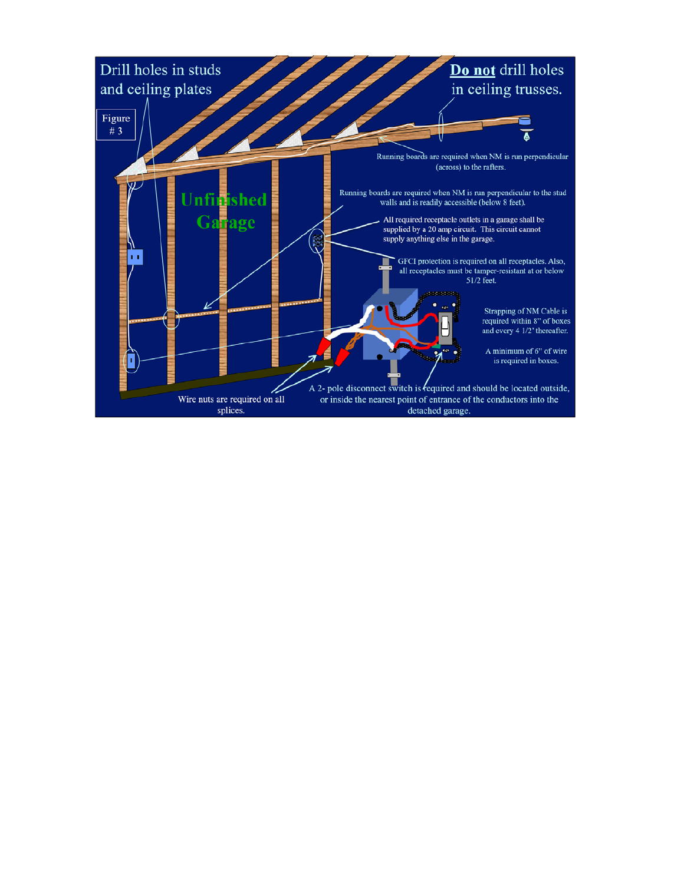Drill holes in studs and ceiling plates

Figure # 3

**Do not** drill holes in ceiling trusses.

Running boards are required when NM is run perpendicular (across) to the rafters.

Unfinished Garage

Running boards are required when NM is run perpendicular to the stud walls and is readily accessible (below 8 feet).

All required receptacle outlets in a garage shall be supplied by a 20 amp circuit. This circuit cannot supply anything else in the garage.

GFCI protection is required on all receptacles. Also, all receptacles must be tamper-resistant at or below 51/2 feet.

Strapping of NM Cable is required within 8" of boxes and every 4 1/2' thereafter.

A minimum of 6" of wire is required in boxes.

Wire nuts are required on all splices.

A 2- pole disconnect switch is required and should be located outside, or inside the nearest point of entrance of the conductors into the detached garage.